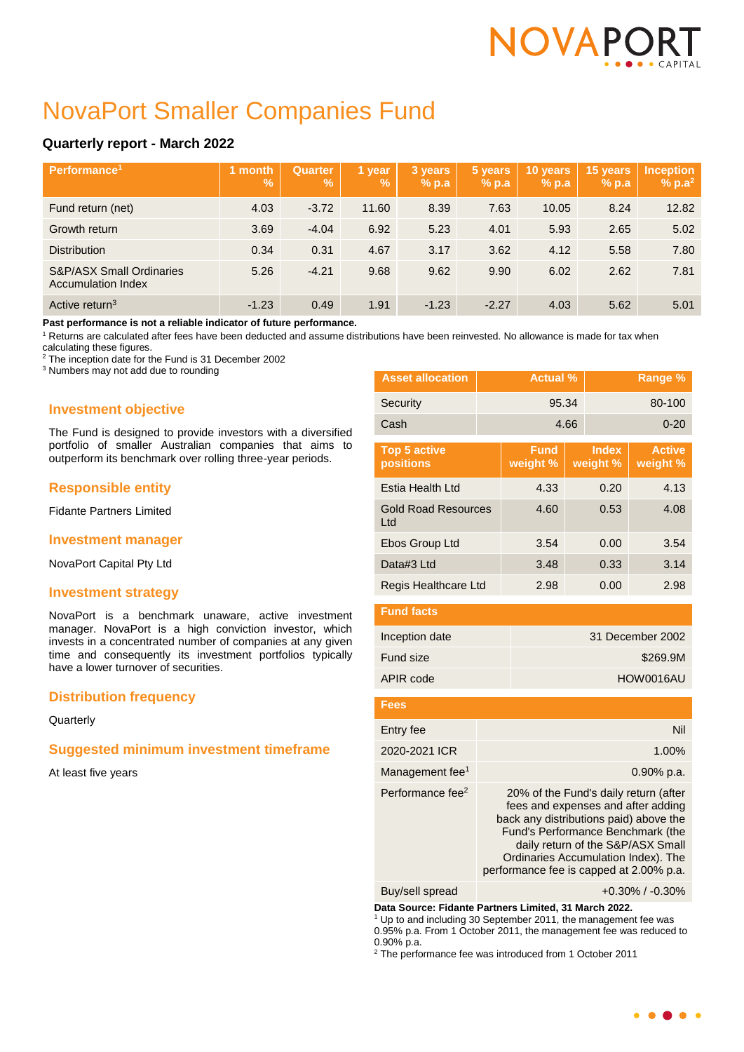# NovaPort Smaller Companies Fund

### Quarterly report - March 2022

| Performance[1] | 1 month % | Quarter % | 1 year % | 3 years % p.a | 5 years % p.a | 10 years % p.a | 15 years % p.a | Inception % p.a[2] |
|---|---|---|---|---|---|---|---|---|
| Fund return (net) | 4.03 | -3.72 | 11.60 | 8.39 | 7.63 | 10.05 | 8.24 | 12.82 |
| Growth return | 3.69 | -4.04 | 6.92 | 5.23 | 4.01 | 5.93 | 2.65 | 5.02 |
| Distribution | 0.34 | 0.31 | 4.67 | 3.17 | 3.62 | 4.12 | 5.58 | 7.80 |
| S&P/ASX Small Ordinaries Accumulation Index | 5.26 | -4.21 | 9.68 | 9.62 | 9.90 | 6.02 | 2.62 | 7.81 |
| Active return[3] | -1.23 | 0.49 | 1.91 | -1.23 | -2.27 | 4.03 | 5.62 | 5.01 |

**Past performance is not a reliable indicator of future performance.**

[1] Returns are calculated after fees have been deducted and assume distributions have been reinvested. No allowance is made for tax when calculating these figures.
[2] The inception date for the Fund is 31 December 2002
[3] Numbers may not add due to rounding

## Investment objective

The Fund is designed to provide investors with a diversified portfolio of smaller Australian companies that aims to outperform its benchmark over rolling three-year periods.

## Responsible entity

Fidante Partners Limited

## Investment manager

NovaPort Capital Pty Ltd

## Investment strategy

NovaPort is a benchmark unaware, active investment manager. NovaPort is a high conviction investor, which invests in a concentrated number of companies at any given time and consequently its investment portfolios typically have a lower turnover of securities.

## Distribution frequency

Quarterly

## Suggested minimum investment timeframe

At least five years

| Asset allocation | Actual % | Range % |
|---|---|---|
| Security | 95.34 | 80-100 |
| Cash | 4.66 | 0-20 |

| Top 5 active positions | Fund weight % | Index weight % | Active weight % |
|---|---|---|---|
| Estia Health Ltd | 4.33 | 0.20 | 4.13 |
| Gold Road Resources Ltd | 4.60 | 0.53 | 4.08 |
| Ebos Group Ltd | 3.54 | 0.00 | 3.54 |
| Data#3 Ltd | 3.48 | 0.33 | 3.14 |
| Regis Healthcare Ltd | 2.98 | 0.00 | 2.98 |

| Fund facts | |
|---|---|
| Inception date | 31 December 2002 |
| Fund size | $269.9M |
| APIR code | HOW0016AU |

| Fees | |
|---|---|
| Entry fee | Nil |
| 2020-2021 ICR | 1.00% |
| Management fee[1] | 0.90% p.a. |
| Performance fee[2] | 20% of the Fund's daily return (after fees and expenses and after adding back any distributions paid) above the Fund's Performance Benchmark (the daily return of the S&P/ASX Small Ordinaries Accumulation Index). The performance fee is capped at 2.00% p.a. |
| Buy/sell spread | +0.30% / -0.30% |

**Data Source: Fidante Partners Limited, 31 March 2022.**

[1] Up to and including 30 September 2011, the management fee was 0.95% p.a. From 1 October 2011, the management fee was reduced to 0.90% p.a.
[2] The performance fee was introduced from 1 October 2011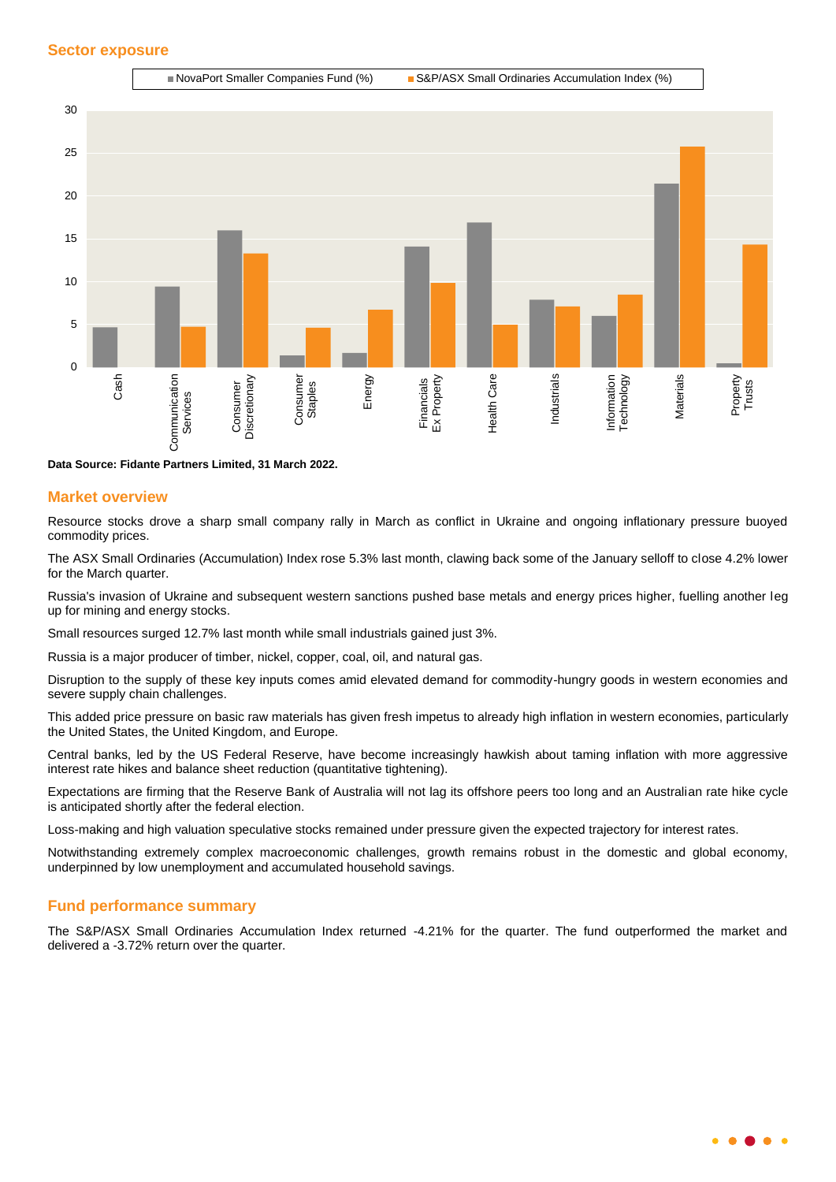## Sector exposure

Data Source: Fidante Partners Limited, 31 March 2022.

## Market overview

Resource stocks drove a sharp small company rally in March as conflict in Ukraine and ongoing inflationary pressure buoyed commodity prices.

The ASX Small Ordinaries (Accumulation) Index rose 5.3% last month, clawing back some of the January selloff to close 4.2% lower for the March quarter.

Russia's invasion of Ukraine and subsequent western sanctions pushed base metals and energy prices higher, fuelling another leg up for mining and energy stocks.

Small resources surged 12.7% last month while small industrials gained just 3%.

Russia is a major producer of timber, nickel, copper, coal, oil, and natural gas.

Disruption to the supply of these key inputs comes amid elevated demand for commodity-hungry goods in western economies and severe supply chain challenges.

This added price pressure on basic raw materials has given fresh impetus to already high inflation in western economies, particularly the United States, the United Kingdom, and Europe.

Central banks, led by the US Federal Reserve, have become increasingly hawkish about taming inflation with more aggressive interest rate hikes and balance sheet reduction (quantitative tightening).

Expectations are firming that the Reserve Bank of Australia will not lag its offshore peers too long and an Australian rate hike cycle is anticipated shortly after the federal election.

Loss-making and high valuation speculative stocks remained under pressure given the expected trajectory for interest rates.

Notwithstanding extremely complex macroeconomic challenges, growth remains robust in the domestic and global economy, underpinned by low unemployment and accumulated household savings.

## Fund performance summary

The S&P/ASX Small Ordinaries Accumulation Index returned -4.21% for the quarter. The fund outperformed the market and delivered a -3.72% return over the quarter.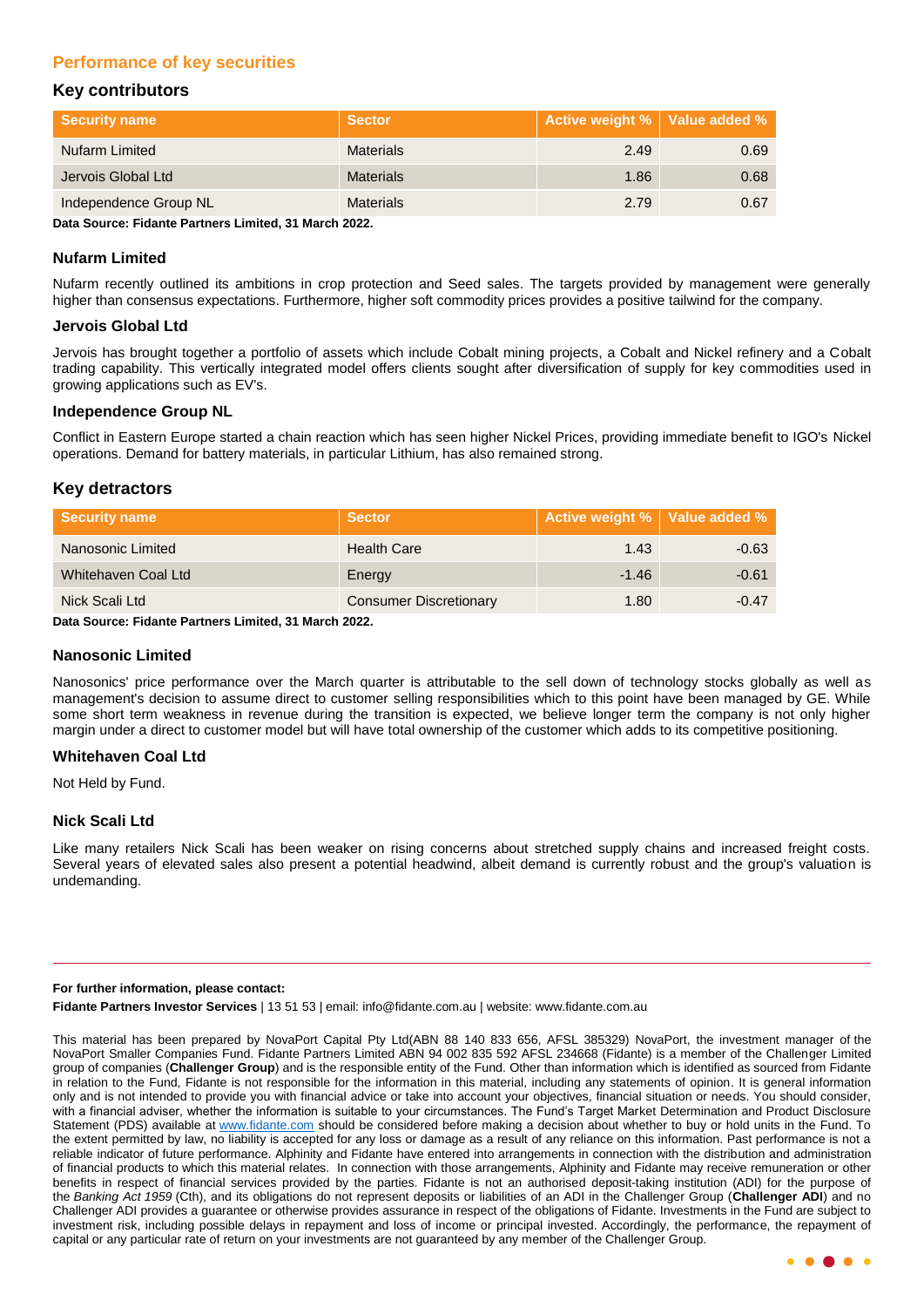## Performance of key securities

### Key contributors

| Security name | Sector | Active weight % | Value added % |
|---|---|---|---|
| Nufarm Limited | Materials | 2.49 | 0.69 |
| Jervois Global Ltd | Materials | 1.86 | 0.68 |
| Independence Group NL | Materials | 2.79 | 0.67 |

**Data Source: Fidante Partners Limited, 31 March 2022.**

#### Nufarm Limited

Nufarm recently outlined its ambitions in crop protection and Seed sales. The targets provided by management were generally higher than consensus expectations. Furthermore, higher soft commodity prices provides a positive tailwind for the company.

#### Jervois Global Ltd

Jervois has brought together a portfolio of assets which include Cobalt mining projects, a Cobalt and Nickel refinery and a Cobalt trading capability. This vertically integrated model offers clients sought after diversification of supply for key commodities used in growing applications such as EV's.

#### Independence Group NL

Conflict in Eastern Europe started a chain reaction which has seen higher Nickel Prices, providing immediate benefit to IGO's Nickel operations. Demand for battery materials, in particular Lithium, has also remained strong.

### Key detractors

| Security name | Sector | Active weight % | Value added % |
|---|---|---|---|
| Nanosonic Limited | Health Care | 1.43 | -0.63 |
| Whitehaven Coal Ltd | Energy | -1.46 | -0.61 |
| Nick Scali Ltd | Consumer Discretionary | 1.80 | -0.47 |

**Data Source: Fidante Partners Limited, 31 March 2022.**

#### Nanosonic Limited

Nanosonics' price performance over the March quarter is attributable to the sell down of technology stocks globally as well as management's decision to assume direct to customer selling responsibilities which to this point have been managed by GE. While some short term weakness in revenue during the transition is expected, we believe longer term the company is not only higher margin under a direct to customer model but will have total ownership of the customer which adds to its competitive positioning.

#### Whitehaven Coal Ltd

Not Held by Fund.

#### Nick Scali Ltd

Like many retailers Nick Scali has been weaker on rising concerns about stretched supply chains and increased freight costs. Several years of elevated sales also present a potential headwind, albeit demand is currently robust and the group's valuation is undemanding.

---

**For further information, please contact:**

**Fidante Partners Investor Services** | 13 51 53 | email: info@fidante.com.au | website: www.fidante.com.au

This material has been prepared by NovaPort Capital Pty Ltd(ABN 88 140 833 656, AFSL 385329) NovaPort, the investment manager of the NovaPort Smaller Companies Fund. Fidante Partners Limited ABN 94 002 835 592 AFSL 234668 (Fidante) is a member of the Challenger Limited group of companies (**Challenger Group**) and is the responsible entity of the Fund. Other than information which is identified as sourced from Fidante in relation to the Fund, Fidante is not responsible for the information in this material, including any statements of opinion. It is general information only and is not intended to provide you with financial advice or take into account your objectives, financial situation or needs. You should consider, with a financial adviser, whether the information is suitable to your circumstances. The Fund's Target Market Determination and Product Disclosure Statement (PDS) available at www.fidante.com should be considered before making a decision about whether to buy or hold units in the Fund. To the extent permitted by law, no liability is accepted for any loss or damage as a result of any reliance on this information. Past performance is not a reliable indicator of future performance. Alphinity and Fidante have entered into arrangements in connection with the distribution and administration of financial products to which this material relates. In connection with those arrangements, Alphinity and Fidante may receive remuneration or other benefits in respect of financial services provided by the parties. Fidante is not an authorised deposit-taking institution (ADI) for the purpose of the *Banking Act 1959* (Cth), and its obligations do not represent deposits or liabilities of an ADI in the Challenger Group (**Challenger ADI**) and no Challenger ADI provides a guarantee or otherwise provides assurance in respect of the obligations of Fidante. Investments in the Fund are subject to investment risk, including possible delays in repayment and loss of income or principal invested. Accordingly, the performance, the repayment of capital or any particular rate of return on your investments are not guaranteed by any member of the Challenger Group.